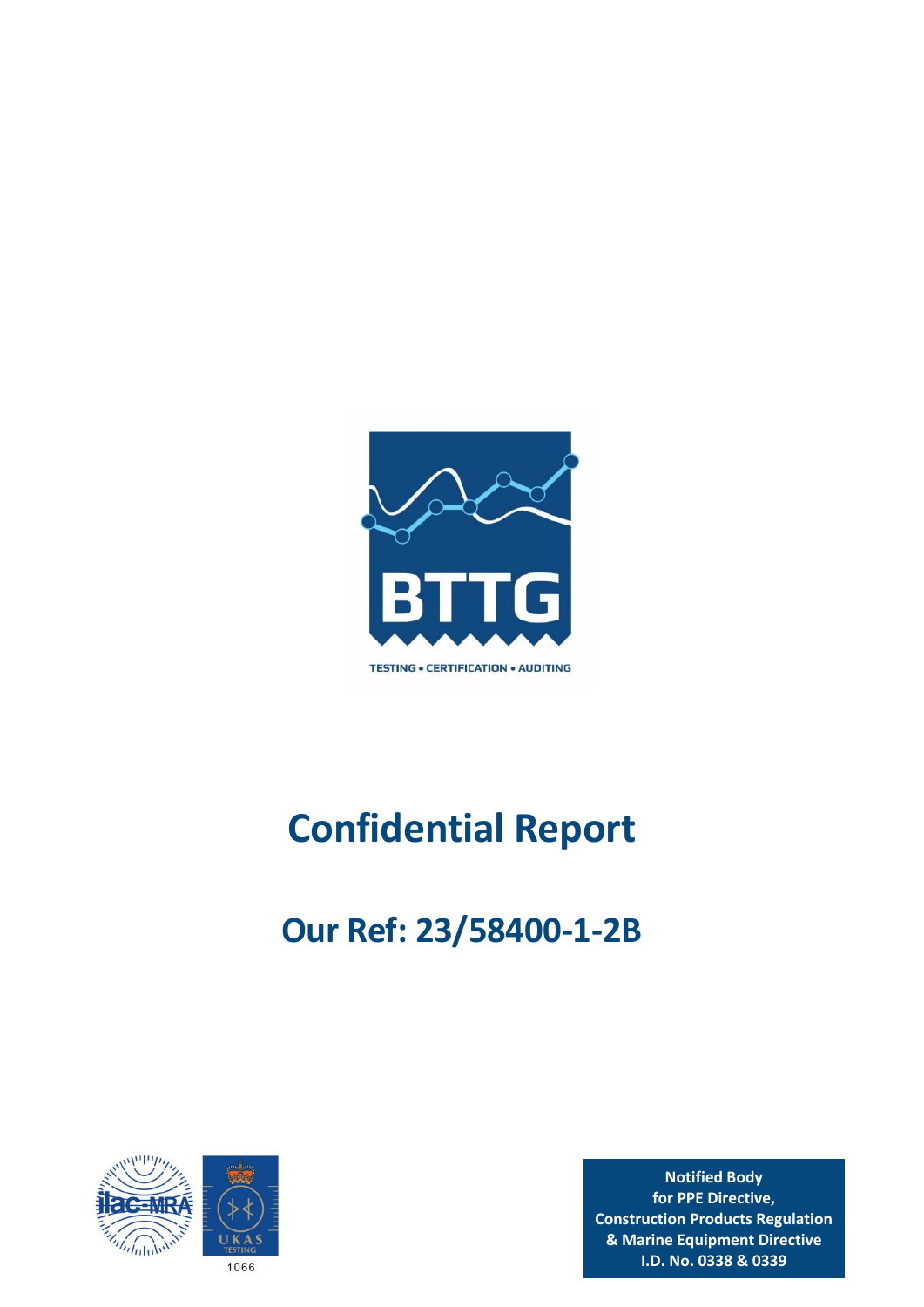BTTG

TESTING • CERTIFICATION • AUDITING

# Confidential Report

## Our Ref: 23/58400-1-2B

1066

**Notified Body**
**for PPE Directive,**
**Construction Products Regulation**
**& Marine Equipment Directive**
**I.D. No. 0338 & 0339**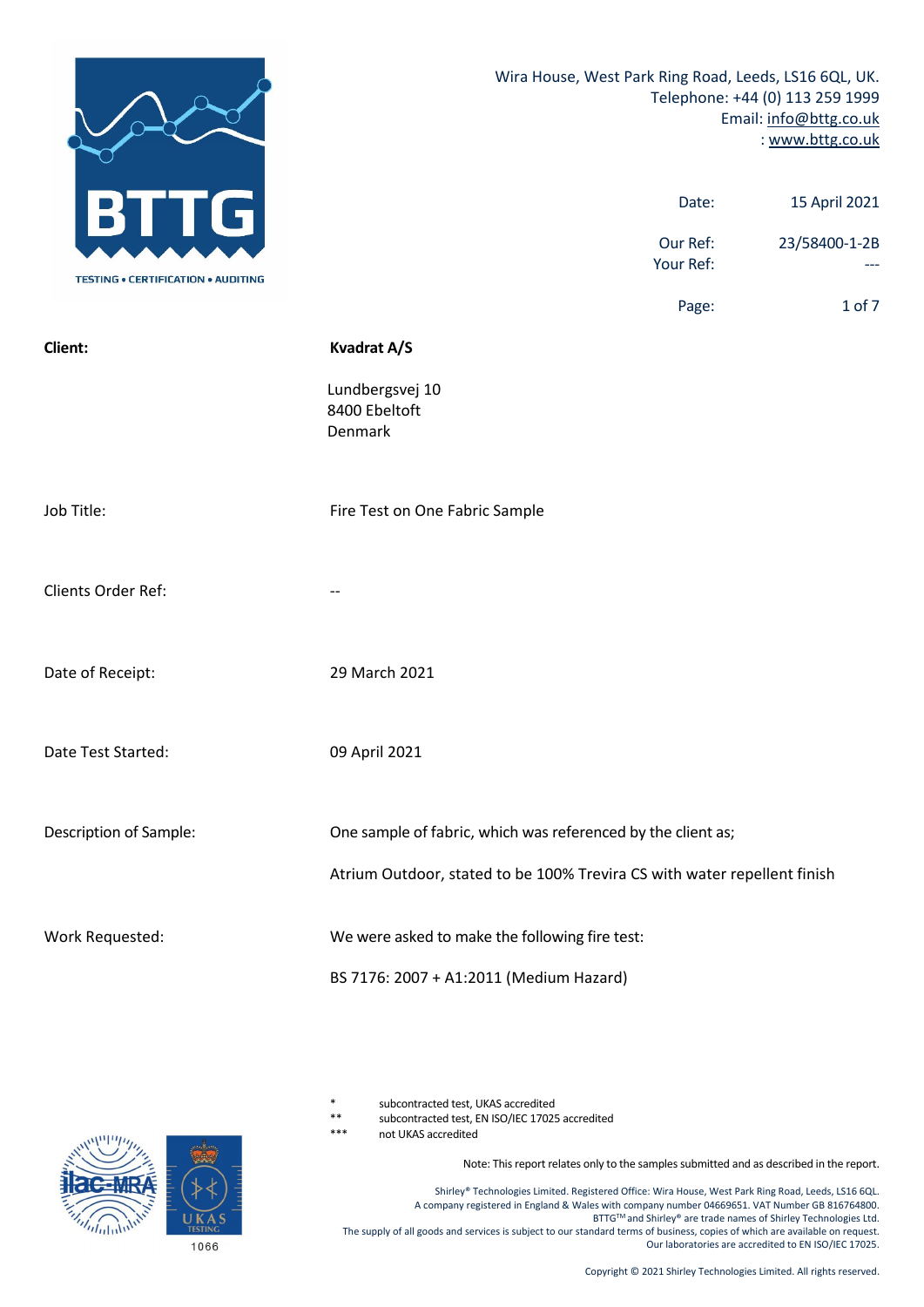Wira House, West Park Ring Road, Leeds, LS16 6QL, UK.
Telephone: +44 (0) 113 259 1999
Email: info@bttg.co.uk
: www.bttg.co.uk

| | |
|---|---|
| Date: | 15 April 2021 |
| Our Ref: | 23/58400-1-2B |
| Your Ref: | --- |

| | |
|---|---|
| **Client:** | **Kvadrat A/S** |
| | Lundbergsvej 10<br>8400 Ebeltoft<br>Denmark |
| Job Title: | Fire Test on One Fabric Sample |
| Clients Order Ref: | -- |
| Date of Receipt: | 29 March 2021 |
| Date Test Started: | 09 April 2021 |
| Description of Sample: | One sample of fabric, which was referenced by the client as;<br><br>Atrium Outdoor, stated to be 100% Trevira CS with water repellent finish |
| Work Requested: | We were asked to make the following fire test:<br><br>BS 7176: 2007 + A1:2011 (Medium Hazard) |

\* subcontracted test, UKAS accredited
\*\* subcontracted test, EN ISO/IEC 17025 accredited
\*\*\* not UKAS accredited

Note: This report relates only to the samples submitted and as described in the report.

1066

Shirley® Technologies Limited. Registered Office: Wira House, West Park Ring Road, Leeds, LS16 6QL.
A company registered in England & Wales with company number 04669651. VAT Number GB 816764800.
BTTG™ and Shirley® are trade names of Shirley Technologies Ltd.
The supply of all goods and services is subject to our standard terms of business, copies of which are available on request.
Our laboratories are accredited to EN ISO/IEC 17025.

Copyright © 2021 Shirley Technologies Limited. All rights reserved.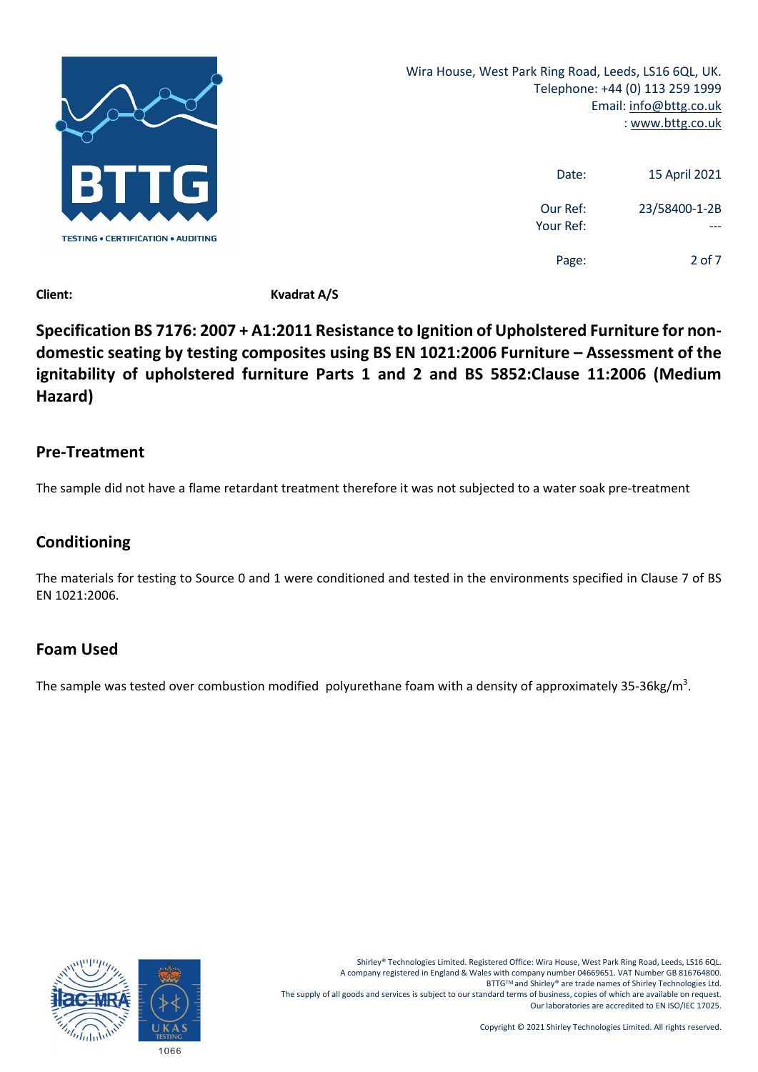Date: 15 April 2021

Our Ref: 23/58400-1-2B
Your Ref: ---

**Client:** **Kvadrat A/S**

## Specification BS 7176: 2007 + A1:2011 Resistance to Ignition of Upholstered Furniture for non-domestic seating by testing composites using BS EN 1021:2006 Furniture – Assessment of the ignitability of upholstered furniture Parts 1 and 2 and BS 5852:Clause 11:2006 (Medium Hazard)

## Pre-Treatment

The sample did not have a flame retardant treatment therefore it was not subjected to a water soak pre-treatment

## Conditioning

The materials for testing to Source 0 and 1 were conditioned and tested in the environments specified in Clause 7 of BS EN 1021:2006.

## Foam Used

The sample was tested over combustion modified polyurethane foam with a density of approximately 35-36kg/m$^3$.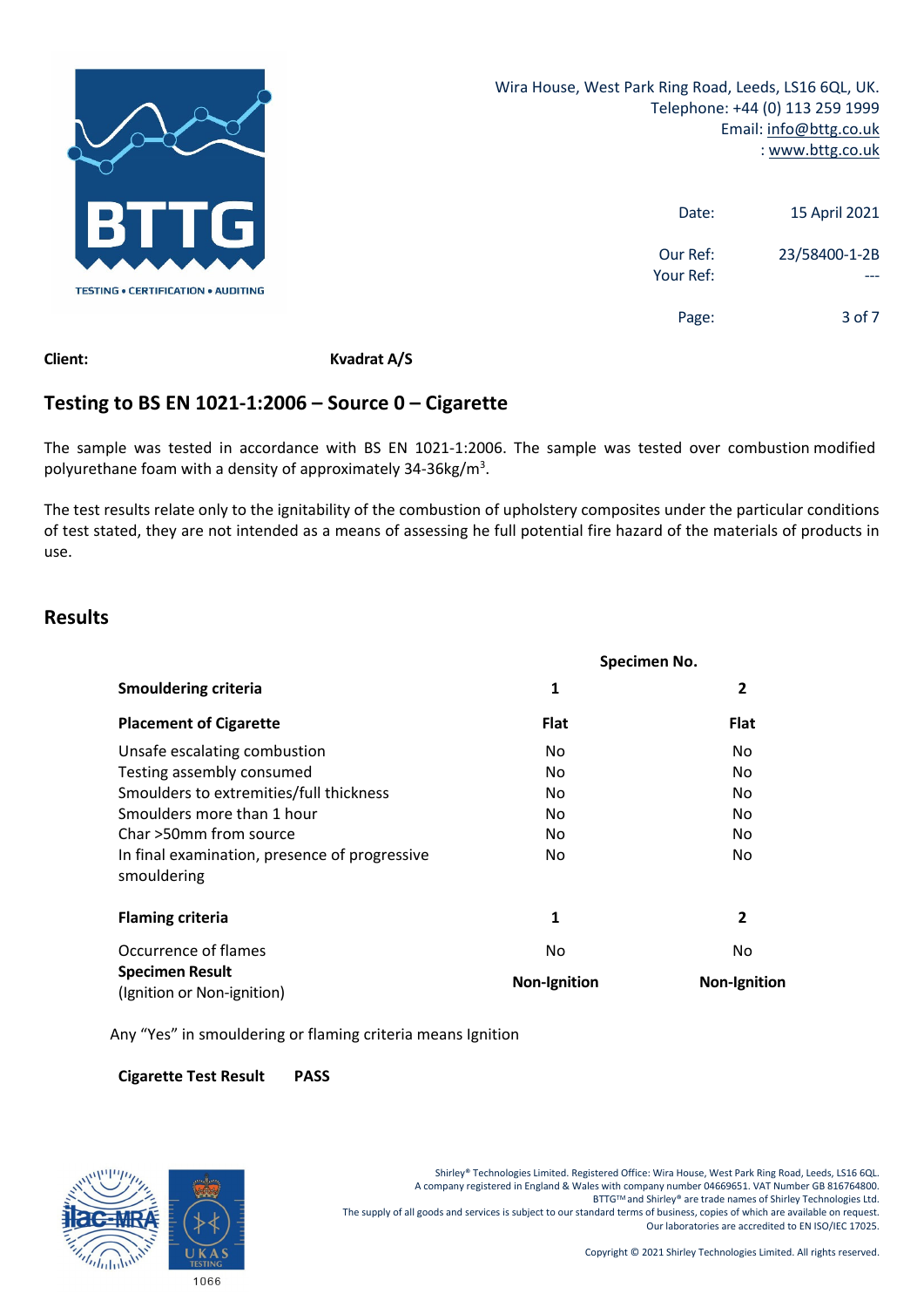Wira House, West Park Ring Road, Leeds, LS16 6QL, UK.
Telephone: +44 (0) 113 259 1999
Email: info@bttg.co.uk
: www.bttg.co.uk

| | |
|---|---|
| Date: | 15 April 2021 |
| Our Ref: | 23/58400-1-2B |
| Your Ref: | --- |

**Client:** **Kvadrat A/S**

## Testing to BS EN 1021-1:2006 – Source 0 – Cigarette

The sample was tested in accordance with BS EN 1021-1:2006. The sample was tested over combustion modified polyurethane foam with a density of approximately 34-36kg/m$^3$.

The test results relate only to the ignitability of the combustion of upholstery composites under the particular conditions of test stated, they are not intended as a means of assessing he full potential fire hazard of the materials of products in use.

## Results

| | Specimen No. | |
|---|---|---|
| **Smouldering criteria** | **1** | **2** |
| **Placement of Cigarette** | **Flat** | **Flat** |
| Unsafe escalating combustion | No | No |
| Testing assembly consumed | No | No |
| Smoulders to extremities/full thickness | No | No |
| Smoulders more than 1 hour | No | No |
| Char >50mm from source | No | No |
| In final examination, presence of progressive smouldering | No | No |
| **Flaming criteria** | **1** | **2** |
| Occurrence of flames | No | No |
| **Specimen Result** (Ignition or Non-ignition) | **Non-Ignition** | **Non-Ignition** |

Any "Yes" in smouldering or flaming criteria means Ignition

**Cigarette Test Result** **PASS**

Shirley® Technologies Limited. Registered Office: Wira House, West Park Ring Road, Leeds, LS16 6QL.
A company registered in England & Wales with company number 04669651. VAT Number GB 816764800.
BTTG™ and Shirley® are trade names of Shirley Technologies Ltd.
The supply of all goods and services is subject to our standard terms of business, copies of which are available on request.
Our laboratories are accredited to EN ISO/IEC 17025.

Copyright © 2021 Shirley Technologies Limited. All rights reserved.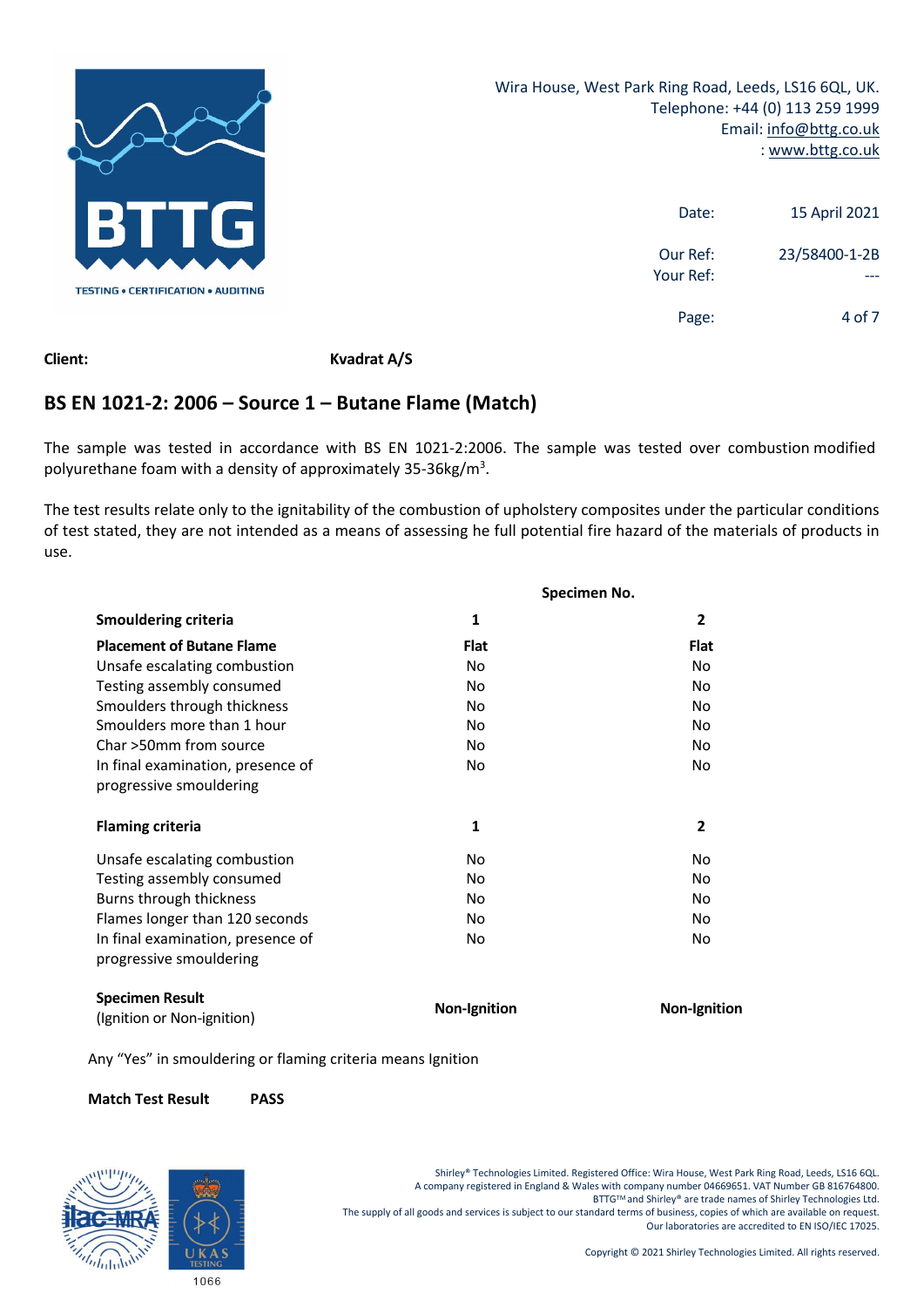Wira House, West Park Ring Road, Leeds, LS16 6QL, UK.
Telephone: +44 (0) 113 259 1999
Email: info@bttg.co.uk
: www.bttg.co.uk

Date: 15 April 2021

Our Ref: 23/58400-1-2B
Your Ref: ---

**Client:** **Kvadrat A/S**

## BS EN 1021-2: 2006 – Source 1 – Butane Flame (Match)

The sample was tested in accordance with BS EN 1021-2:2006. The sample was tested over combustion modified polyurethane foam with a density of approximately 35-36kg/m$^3$.

The test results relate only to the ignitability of the combustion of upholstery composites under the particular conditions of test stated, they are not intended as a means of assessing he full potential fire hazard of the materials of products in use.

| | Specimen No. | |
|---|---|---|
| **Smouldering criteria** | **1** | **2** |
| **Placement of Butane Flame** | **Flat** | **Flat** |
| Unsafe escalating combustion | No | No |
| Testing assembly consumed | No | No |
| Smoulders through thickness | No | No |
| Smoulders more than 1 hour | No | No |
| Char >50mm from source | No | No |
| In final examination, presence of progressive smouldering | No | No |
| **Flaming criteria** | **1** | **2** |
| Unsafe escalating combustion | No | No |
| Testing assembly consumed | No | No |
| Burns through thickness | No | No |
| Flames longer than 120 seconds | No | No |
| In final examination, presence of progressive smouldering | No | No |
| **Specimen Result** (Ignition or Non-ignition) | **Non-Ignition** | **Non-Ignition** |

Any "Yes" in smouldering or flaming criteria means Ignition

**Match Test Result** **PASS**

1066

Shirley® Technologies Limited. Registered Office: Wira House, West Park Ring Road, Leeds, LS16 6QL.
A company registered in England & Wales with company number 04669651. VAT Number GB 816764800.
BTTG™ and Shirley® are trade names of Shirley Technologies Ltd.
The supply of all goods and services is subject to our standard terms of business, copies of which are available on request.
Our laboratories are accredited to EN ISO/IEC 17025.

Copyright © 2021 Shirley Technologies Limited. All rights reserved.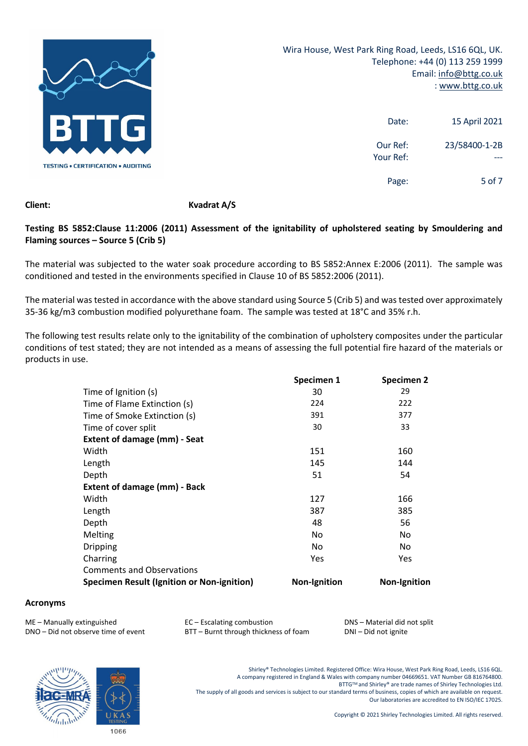Wira House, West Park Ring Road, Leeds, LS16 6QL, UK.
Telephone: +44 (0) 113 259 1999
Email: info@bttg.co.uk
: www.bttg.co.uk

| | |
|---|---|
| Date: | 15 April 2021 |
| Our Ref: | 23/58400-1-2B |
| Your Ref: | --- |

**Client:** **Kvadrat A/S**

**Testing BS 5852:Clause 11:2006 (2011) Assessment of the ignitability of upholstered seating by Smouldering and Flaming sources – Source 5 (Crib 5)**

The material was subjected to the water soak procedure according to BS 5852:Annex E:2006 (2011). The sample was conditioned and tested in the environments specified in Clause 10 of BS 5852:2006 (2011).

The material was tested in accordance with the above standard using Source 5 (Crib 5) and was tested over approximately 35-36 kg/m3 combustion modified polyurethane foam. The sample was tested at 18°C and 35% r.h.

The following test results relate only to the ignitability of the combination of upholstery composites under the particular conditions of test stated; they are not intended as a means of assessing the full potential fire hazard of the materials or products in use.

| | **Specimen 1** | **Specimen 2** |
|---|---|---|
| Time of Ignition (s) | 30 | 29 |
| Time of Flame Extinction (s) | 224 | 222 |
| Time of Smoke Extinction (s) | 391 | 377 |
| Time of cover split | 30 | 33 |
| **Extent of damage (mm) - Seat** | | |
| Width | 151 | 160 |
| Length | 145 | 144 |
| Depth | 51 | 54 |
| **Extent of damage (mm) - Back** | | |
| Width | 127 | 166 |
| Length | 387 | 385 |
| Depth | 48 | 56 |
| Melting | No | No |
| Dripping | No | No |
| Charring | Yes | Yes |
| Comments and Observations | | |
| **Specimen Result (Ignition or Non-ignition)** | **Non-Ignition** | **Non-Ignition** |

**Acronyms**

ME – Manually extinguished
DNO – Did not observe time of event
EC – Escalating combustion
BTT – Burnt through thickness of foam
DNS – Material did not split
DNI – Did not ignite

Shirley® Technologies Limited. Registered Office: Wira House, West Park Ring Road, Leeds, LS16 6QL.
A company registered in England & Wales with company number 04669651. VAT Number GB 816764800.
BTTG™ and Shirley® are trade names of Shirley Technologies Ltd.
The supply of all goods and services is subject to our standard terms of business, copies of which are available on request.
Our laboratories are accredited to EN ISO/IEC 17025.

Copyright © 2021 Shirley Technologies Limited. All rights reserved.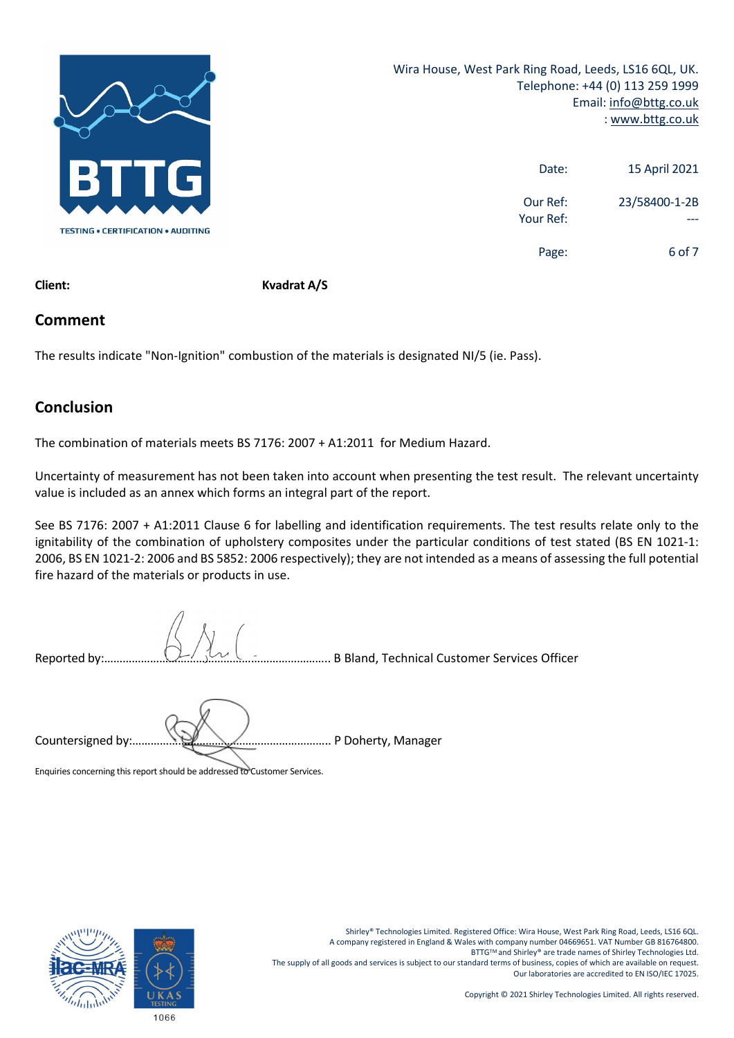Wira House, West Park Ring Road, Leeds, LS16 6QL, UK.
Telephone: +44 (0) 113 259 1999
Email: info@bttg.co.uk
: www.bttg.co.uk

| | |
|---|---|
| Date: | 15 April 2021 |
| Our Ref: | 23/58400-1-2B |
| Your Ref: | --- |

**Client:** **Kvadrat A/S**

## Comment

The results indicate "Non-Ignition" combustion of the materials is designated NI/5 (ie. Pass).

## Conclusion

The combination of materials meets BS 7176: 2007 + A1:2011 for Medium Hazard.

Uncertainty of measurement has not been taken into account when presenting the test result. The relevant uncertainty value is included as an annex which forms an integral part of the report.

See BS 7176: 2007 + A1:2011 Clause 6 for labelling and identification requirements. The test results relate only to the ignitability of the combination of upholstery composites under the particular conditions of test stated (BS EN 1021-1: 2006, BS EN 1021-2: 2006 and BS 5852: 2006 respectively); they are not intended as a means of assessing the full potential fire hazard of the materials or products in use.

Reported by:.................................................................. B Bland, Technical Customer Services Officer

Countersigned by:.......................................................... P Doherty, Manager

Enquiries concerning this report should be addressed to Customer Services.

Shirley® Technologies Limited. Registered Office: Wira House, West Park Ring Road, Leeds, LS16 6QL.
A company registered in England & Wales with company number 04669651. VAT Number GB 816764800.
BTTG™ and Shirley® are trade names of Shirley Technologies Ltd.
The supply of all goods and services is subject to our standard terms of business, copies of which are available on request.
Our laboratories are accredited to EN ISO/IEC 17025.

Copyright © 2021 Shirley Technologies Limited. All rights reserved.

1066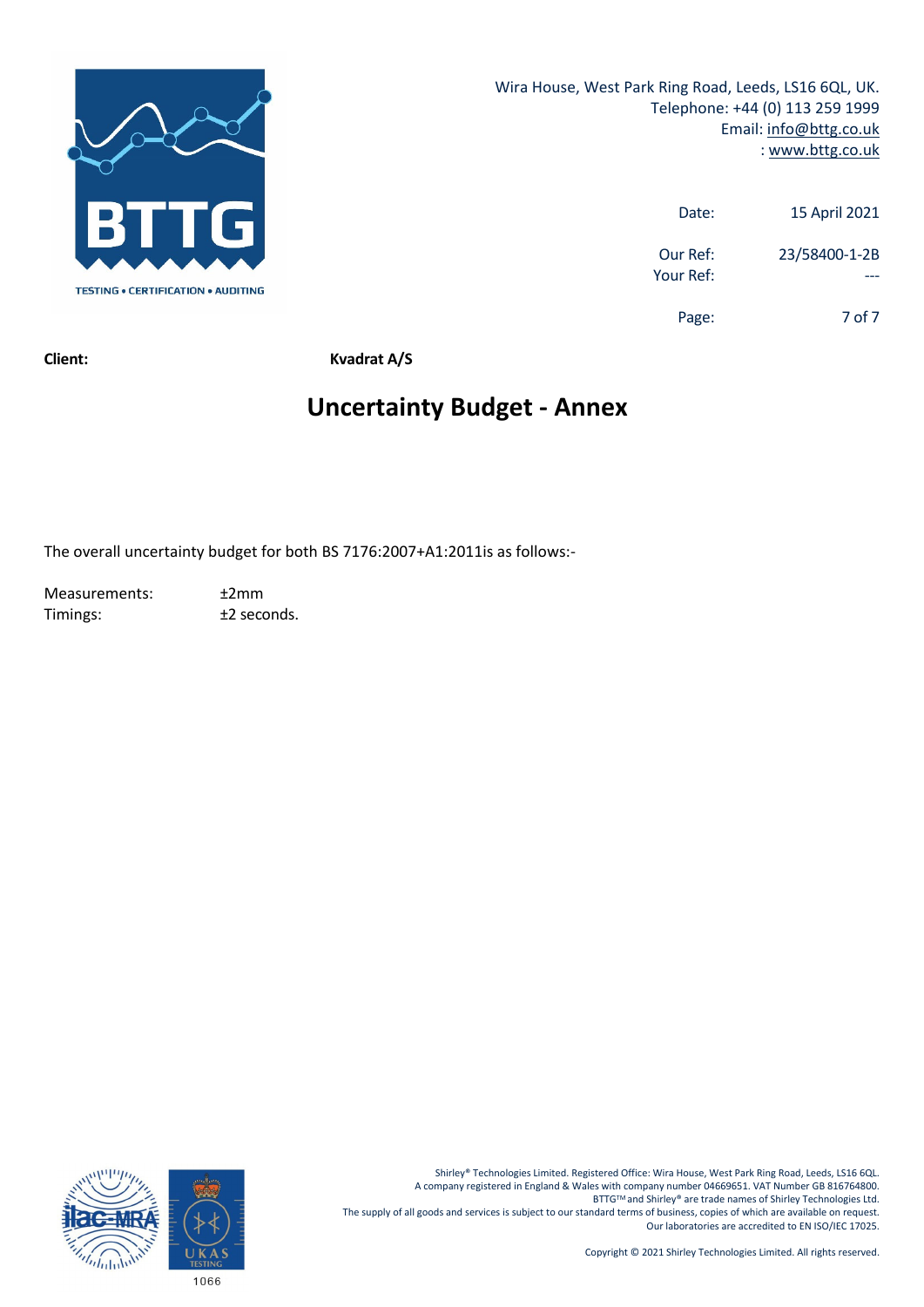Wira House, West Park Ring Road, Leeds, LS16 6QL, UK.
Telephone: +44 (0) 113 259 1999
Email: info@bttg.co.uk
: www.bttg.co.uk

| | |
|---|---|
| Date: | 15 April 2021 |
| Our Ref: | 23/58400-1-2B |
| Your Ref: | --- |

**Client:** **Kvadrat A/S**

# Uncertainty Budget - Annex

The overall uncertainty budget for both BS 7176:2007+A1:2011is as follows:-

| | |
|---|---|
| Measurements: | ±2mm |
| Timings: | ±2 seconds. |

Shirley® Technologies Limited. Registered Office: Wira House, West Park Ring Road, Leeds, LS16 6QL.
A company registered in England & Wales with company number 04669651. VAT Number GB 816764800.
BTTG™ and Shirley® are trade names of Shirley Technologies Ltd.
The supply of all goods and services is subject to our standard terms of business, copies of which are available on request.
Our laboratories are accredited to EN ISO/IEC 17025.

Copyright © 2021 Shirley Technologies Limited. All rights reserved.